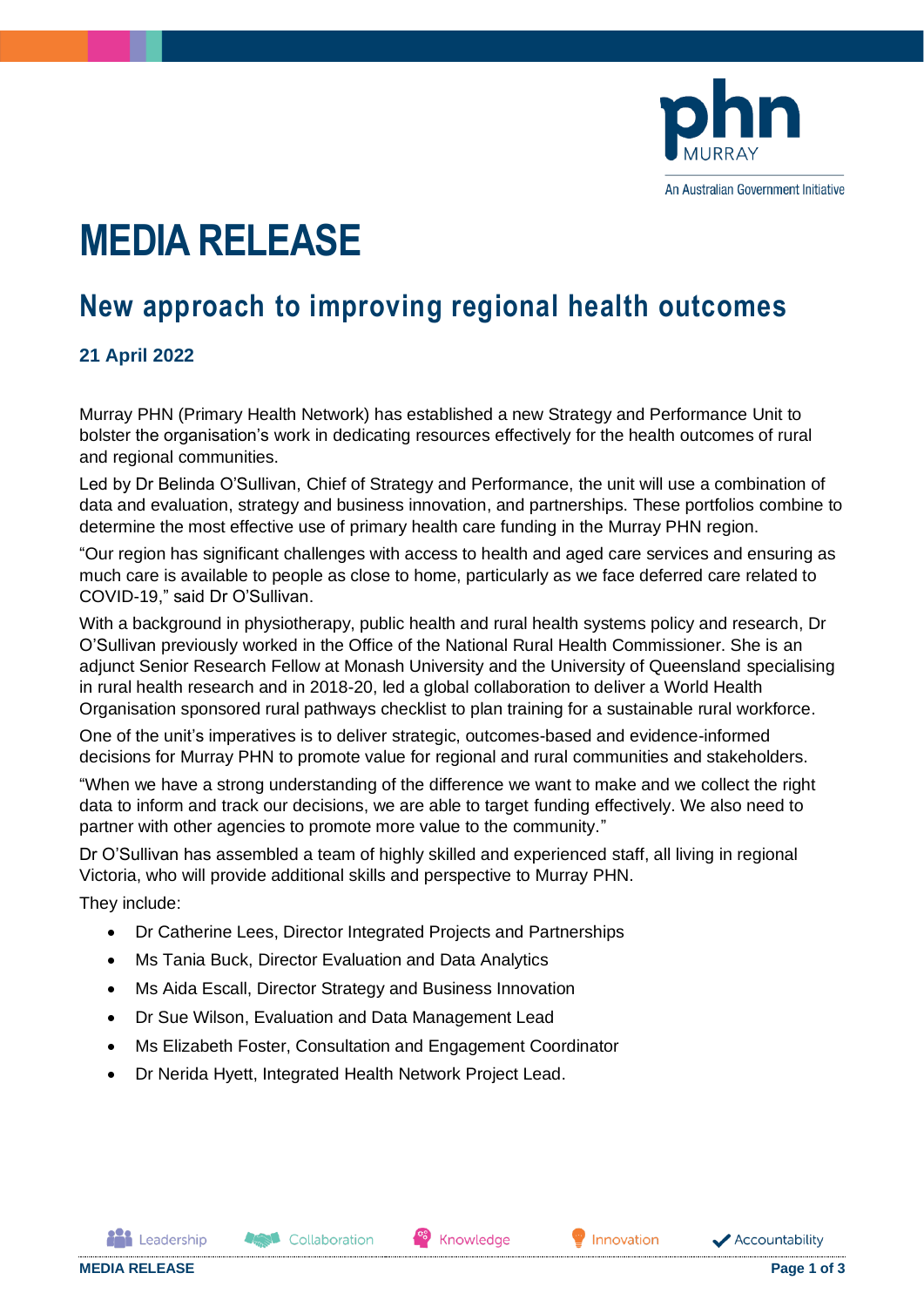# MEDIA RELEASE

## New approach to improving regional health outcomes

**21 April 2022**

Murray PHN (Primary Health Network) has established a new Strategy and Performance Unit to bolster the organisation's work in dedicating resources effectively for the health outcomes of rural and regional communities.

Led by Dr Belinda O'Sullivan, Chief of Strategy and Performance, the unit will use a combination of data and evaluation, strategy and business innovation, and partnerships. These portfolios combine to determine the most effective use of primary health care funding in the Murray PHN region.

"Our region has significant challenges with access to health and aged care services and ensuring as much care is available to people as close to home, particularly as we face deferred care related to COVID-19," said Dr O'Sullivan.

With a background in physiotherapy, public health and rural health systems policy and research, Dr O'Sullivan previously worked in the Office of the National Rural Health Commissioner. She is an adjunct Senior Research Fellow at Monash University and the University of Queensland specialising in rural health research and in 2018-20, led a global collaboration to deliver a World Health Organisation sponsored rural pathways checklist to plan training for a sustainable rural workforce.

One of the unit's imperatives is to deliver strategic, outcomes-based and evidence-informed decisions for Murray PHN to promote value for regional and rural communities and stakeholders.

"When we have a strong understanding of the difference we want to make and we collect the right data to inform and track our decisions, we are able to target funding effectively. We also need to partner with other agencies to promote more value to the community."

Dr O'Sullivan has assembled a team of highly skilled and experienced staff, all living in regional Victoria, who will provide additional skills and perspective to Murray PHN.

They include:

- Dr Catherine Lees, Director Integrated Projects and Partnerships
- Ms Tania Buck, Director Evaluation and Data Analytics
- Ms Aida Escall, Director Strategy and Business Innovation
- Dr Sue Wilson, Evaluation and Data Management Lead
- Ms Elizabeth Foster, Consultation and Engagement Coordinator
- Dr Nerida Hyett, Integrated Health Network Project Lead.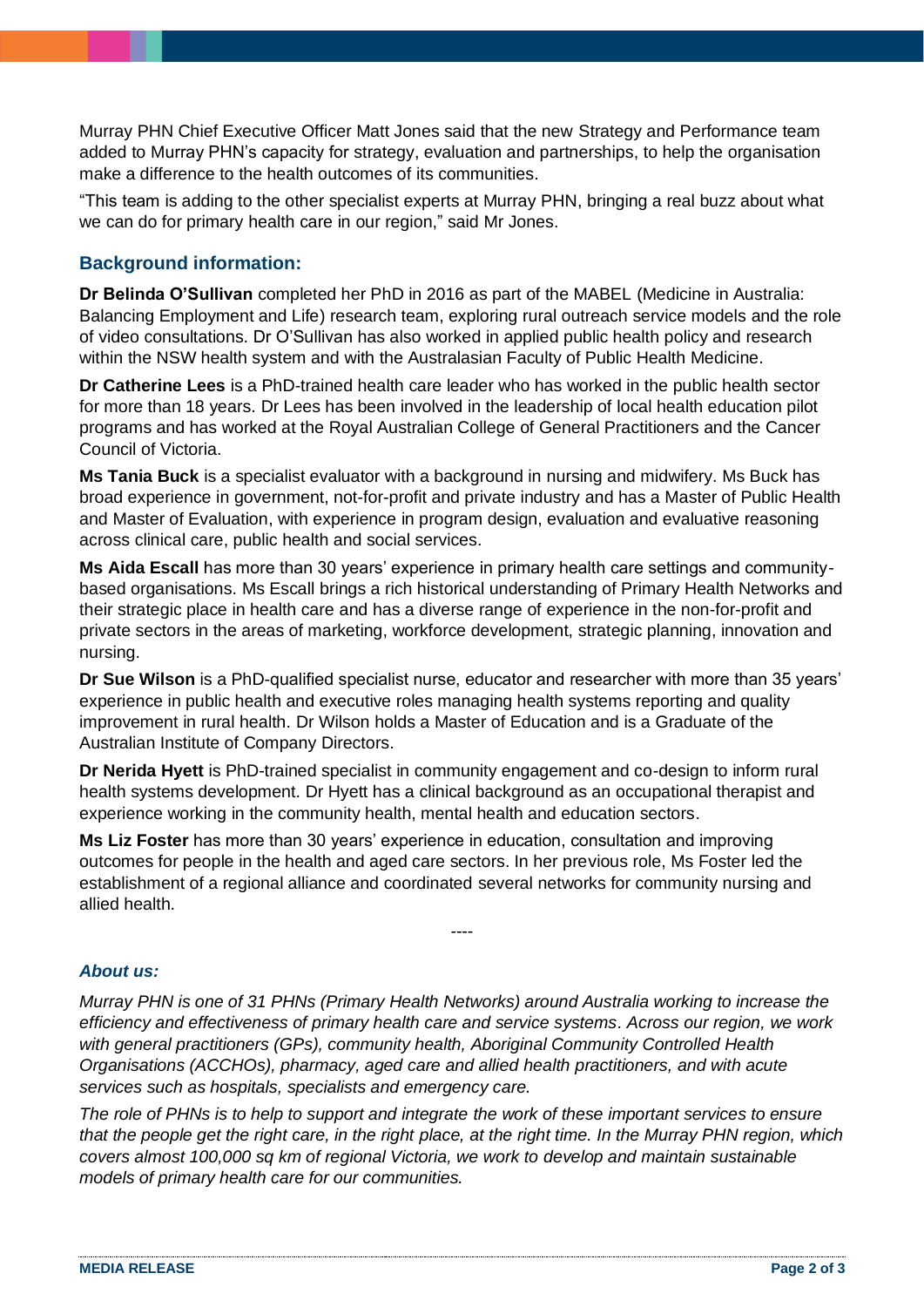Murray PHN Chief Executive Officer Matt Jones said that the new Strategy and Performance team added to Murray PHN's capacity for strategy, evaluation and partnerships, to help the organisation make a difference to the health outcomes of its communities.

"This team is adding to the other specialist experts at Murray PHN, bringing a real buzz about what we can do for primary health care in our region," said Mr Jones.

### Background information:

**Dr Belinda O'Sullivan** completed her PhD in 2016 as part of the MABEL (Medicine in Australia: Balancing Employment and Life) research team, exploring rural outreach service models and the role of video consultations. Dr O'Sullivan has also worked in applied public health policy and research within the NSW health system and with the Australasian Faculty of Public Health Medicine.

**Dr Catherine Lees** is a PhD-trained health care leader who has worked in the public health sector for more than 18 years. Dr Lees has been involved in the leadership of local health education pilot programs and has worked at the Royal Australian College of General Practitioners and the Cancer Council of Victoria.

**Ms Tania Buck** is a specialist evaluator with a background in nursing and midwifery. Ms Buck has broad experience in government, not-for-profit and private industry and has a Master of Public Health and Master of Evaluation, with experience in program design, evaluation and evaluative reasoning across clinical care, public health and social services.

**Ms Aida Escall** has more than 30 years' experience in primary health care settings and community-based organisations. Ms Escall brings a rich historical understanding of Primary Health Networks and their strategic place in health care and has a diverse range of experience in the non-for-profit and private sectors in the areas of marketing, workforce development, strategic planning, innovation and nursing.

**Dr Sue Wilson** is a PhD-qualified specialist nurse, educator and researcher with more than 35 years' experience in public health and executive roles managing health systems reporting and quality improvement in rural health. Dr Wilson holds a Master of Education and is a Graduate of the Australian Institute of Company Directors.

**Dr Nerida Hyett** is PhD-trained specialist in community engagement and co-design to inform rural health systems development. Dr Hyett has a clinical background as an occupational therapist and experience working in the community health, mental health and education sectors.

**Ms Liz Foster** has more than 30 years' experience in education, consultation and improving outcomes for people in the health and aged care sectors. In her previous role, Ms Foster led the establishment of a regional alliance and coordinated several networks for community nursing and allied health.

----

***About us:***

*Murray PHN is one of 31 PHNs (Primary Health Networks) around Australia working to increase the efficiency and effectiveness of primary health care and service systems. Across our region, we work with general practitioners (GPs), community health, Aboriginal Community Controlled Health Organisations (ACCHOs), pharmacy, aged care and allied health practitioners, and with acute services such as hospitals, specialists and emergency care.*

*The role of PHNs is to help to support and integrate the work of these important services to ensure that the people get the right care, in the right place, at the right time. In the Murray PHN region, which covers almost 100,000 sq km of regional Victoria, we work to develop and maintain sustainable models of primary health care for our communities.*

**MEDIA RELEASE**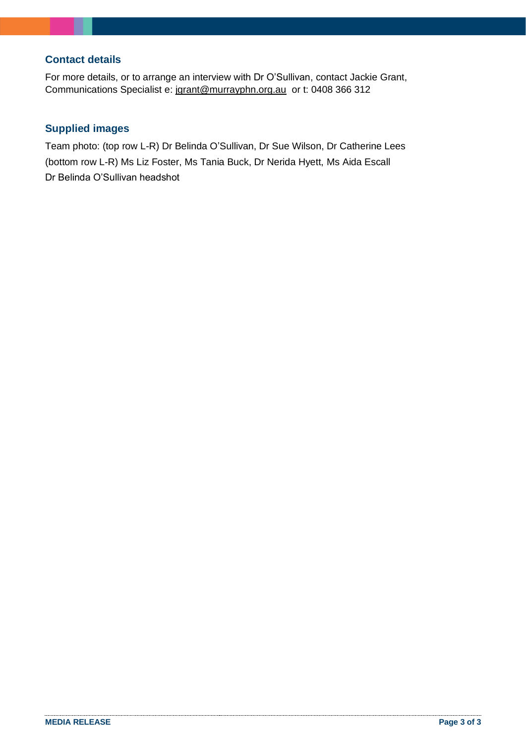## Contact details

For more details, or to arrange an interview with Dr O'Sullivan, contact Jackie Grant, Communications Specialist e: jgrant@murrayphn.org.au or t: 0408 366 312

## Supplied images

Team photo: (top row L-R) Dr Belinda O'Sullivan, Dr Sue Wilson, Dr Catherine Lees
(bottom row L-R) Ms Liz Foster, Ms Tania Buck, Dr Nerida Hyett, Ms Aida Escall
Dr Belinda O'Sullivan headshot